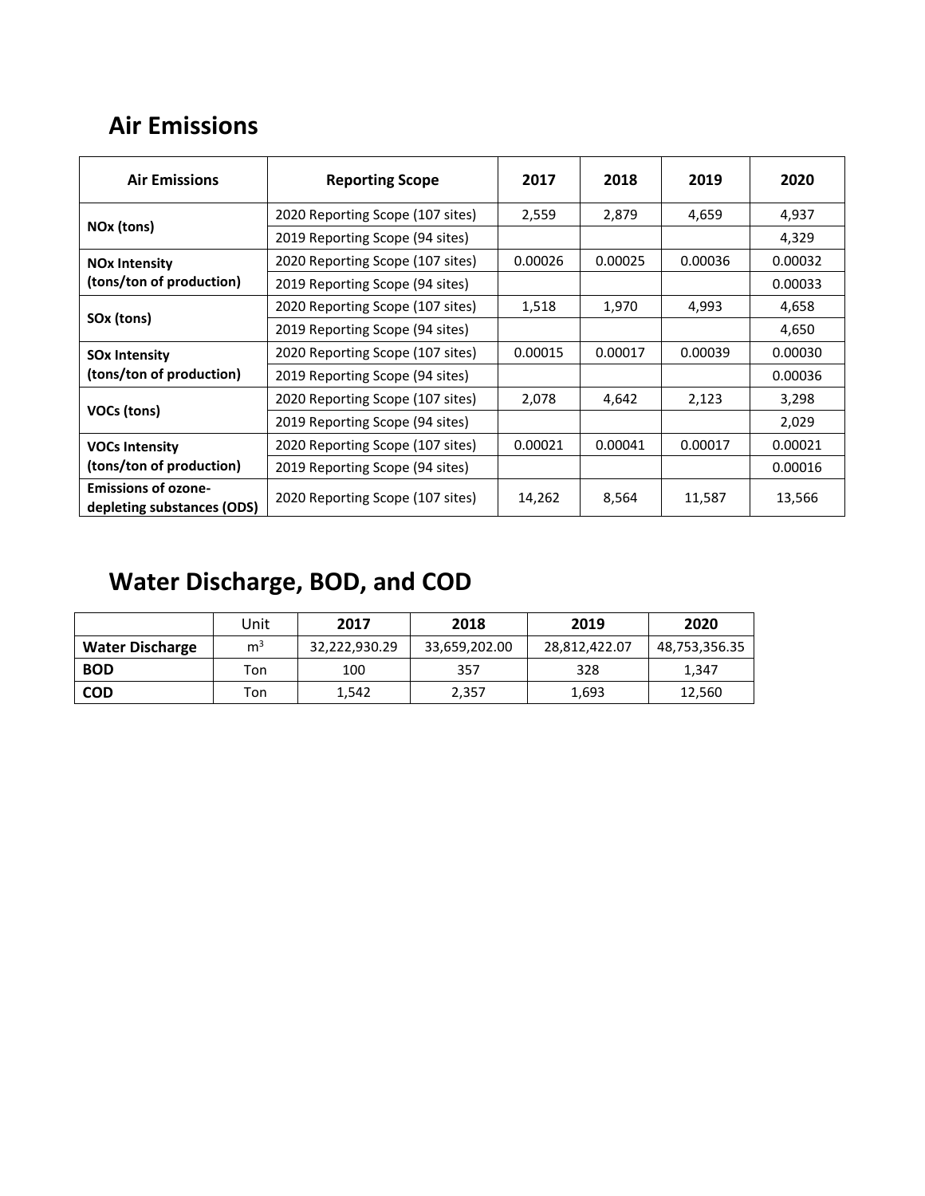## Air Emissions

| Air Emissions | Reporting Scope | 2017 | 2018 | 2019 | 2020 |
|---|---|---|---|---|---|
| **NOx (tons)** | 2020 Reporting Scope (107 sites) | 2,559 | 2,879 | 4,659 | 4,937 |
| | 2019 Reporting Scope (94 sites) | | | | 4,329 |
| **NOx Intensity (tons/ton of production)** | 2020 Reporting Scope (107 sites) | 0.00026 | 0.00025 | 0.00036 | 0.00032 |
| | 2019 Reporting Scope (94 sites) | | | | 0.00033 |
| **SOx (tons)** | 2020 Reporting Scope (107 sites) | 1,518 | 1,970 | 4,993 | 4,658 |
| | 2019 Reporting Scope (94 sites) | | | | 4,650 |
| **SOx Intensity (tons/ton of production)** | 2020 Reporting Scope (107 sites) | 0.00015 | 0.00017 | 0.00039 | 0.00030 |
| | 2019 Reporting Scope (94 sites) | | | | 0.00036 |
| **VOCs (tons)** | 2020 Reporting Scope (107 sites) | 2,078 | 4,642 | 2,123 | 3,298 |
| | 2019 Reporting Scope (94 sites) | | | | 2,029 |
| **VOCs Intensity (tons/ton of production)** | 2020 Reporting Scope (107 sites) | 0.00021 | 0.00041 | 0.00017 | 0.00021 |
| | 2019 Reporting Scope (94 sites) | | | | 0.00016 |
| **Emissions of ozone-depleting substances (ODS)** | 2020 Reporting Scope (107 sites) | 14,262 | 8,564 | 11,587 | 13,566 |

## Water Discharge, BOD, and COD

| | Unit | 2017 | 2018 | 2019 | 2020 |
|---|---|---|---|---|---|
| **Water Discharge** | $m^3$ | 32,222,930.29 | 33,659,202.00 | 28,812,422.07 | 48,753,356.35 |
| **BOD** | Ton | 100 | 357 | 328 | 1,347 |
| **COD** | Ton | 1,542 | 2,357 | 1,693 | 12,560 |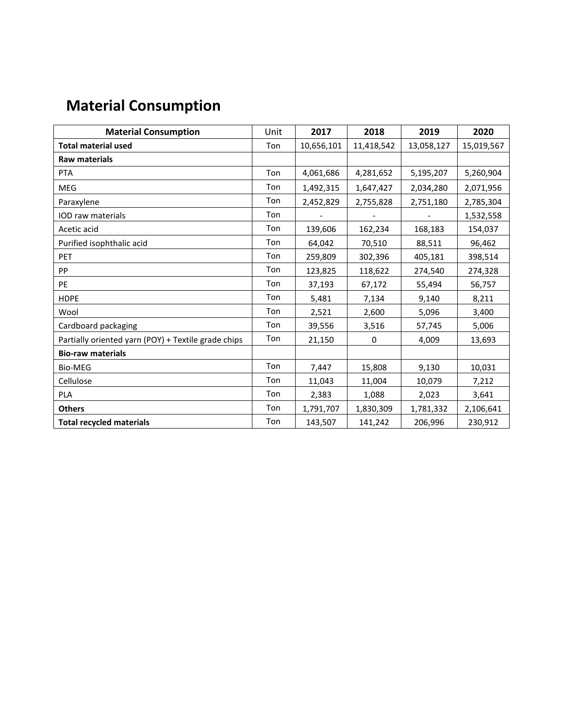# Material Consumption

| Material Consumption | Unit | 2017 | 2018 | 2019 | 2020 |
|---|---|---|---|---|---|
| **Total material used** | Ton | 10,656,101 | 11,418,542 | 13,058,127 | 15,019,567 |
| **Raw materials** | | | | | |
| PTA | Ton | 4,061,686 | 4,281,652 | 5,195,207 | 5,260,904 |
| MEG | Ton | 1,492,315 | 1,647,427 | 2,034,280 | 2,071,956 |
| Paraxylene | Ton | 2,452,829 | 2,755,828 | 2,751,180 | 2,785,304 |
| IOD raw materials | Ton | - | - | - | 1,532,558 |
| Acetic acid | Ton | 139,606 | 162,234 | 168,183 | 154,037 |
| Purified isophthalic acid | Ton | 64,042 | 70,510 | 88,511 | 96,462 |
| PET | Ton | 259,809 | 302,396 | 405,181 | 398,514 |
| PP | Ton | 123,825 | 118,622 | 274,540 | 274,328 |
| PE | Ton | 37,193 | 67,172 | 55,494 | 56,757 |
| HDPE | Ton | 5,481 | 7,134 | 9,140 | 8,211 |
| Wool | Ton | 2,521 | 2,600 | 5,096 | 3,400 |
| Cardboard packaging | Ton | 39,556 | 3,516 | 57,745 | 5,006 |
| Partially oriented yarn (POY) + Textile grade chips | Ton | 21,150 | 0 | 4,009 | 13,693 |
| **Bio-raw materials** | | | | | |
| Bio-MEG | Ton | 7,447 | 15,808 | 9,130 | 10,031 |
| Cellulose | Ton | 11,043 | 11,004 | 10,079 | 7,212 |
| PLA | Ton | 2,383 | 1,088 | 2,023 | 3,641 |
| **Others** | Ton | 1,791,707 | 1,830,309 | 1,781,332 | 2,106,641 |
| **Total recycled materials** | Ton | 143,507 | 141,242 | 206,996 | 230,912 |